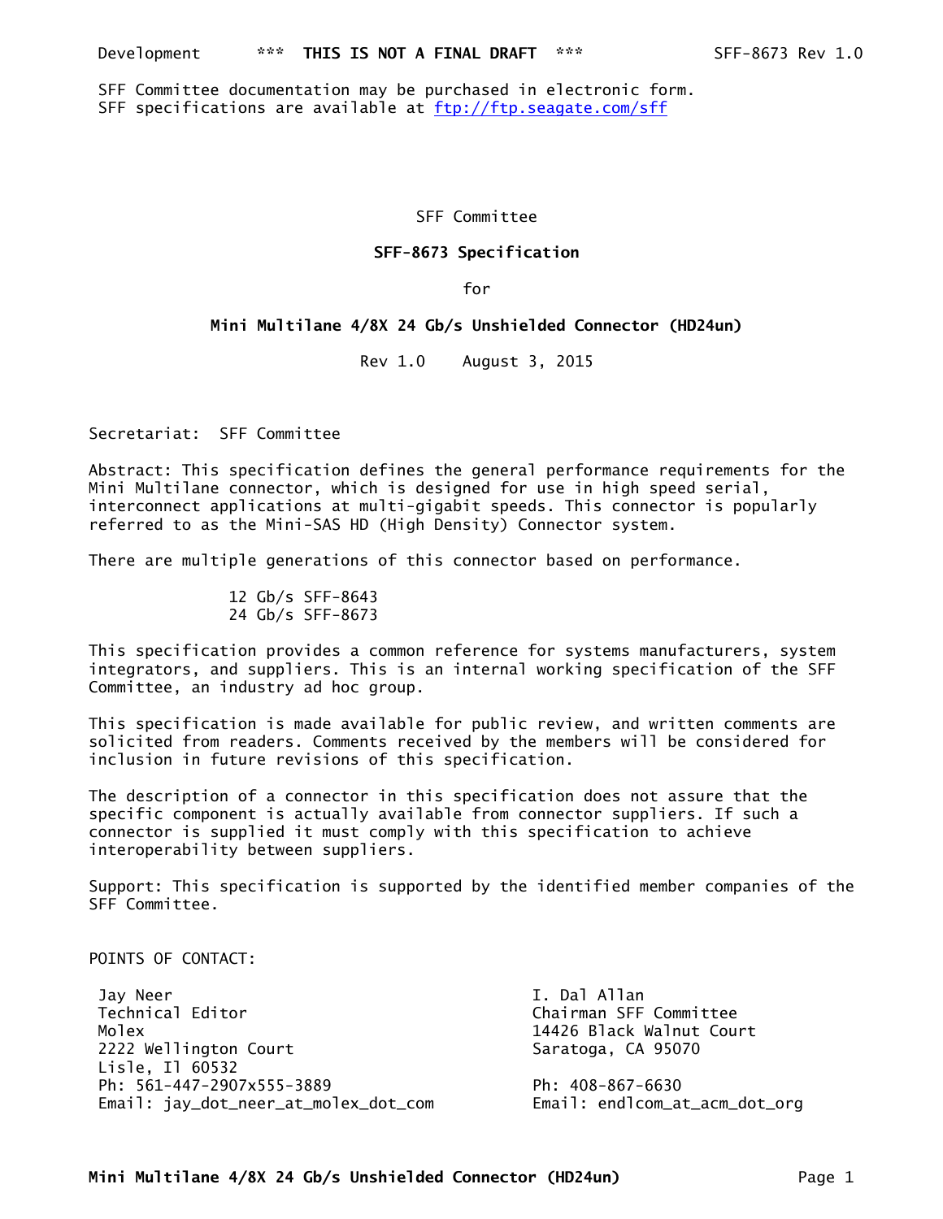Development *** **THIS IS NOT A FINAL DRAFT** *** SFF-8673 Rev 1.0

SFF Committee documentation may be purchased in electronic form.
SFF specifications are available at ftp://ftp.seagate.com/sff

SFF Committee

**SFF-8673 Specification**

for

**Mini Multilane 4/8X 24 Gb/s Unshielded Connector (HD24un)**

Rev 1.0 August 3, 2015

Secretariat: SFF Committee

Abstract: This specification defines the general performance requirements for the Mini Multilane connector, which is designed for use in high speed serial, interconnect applications at multi-gigabit speeds. This connector is popularly referred to as the Mini-SAS HD (High Density) Connector system.

There are multiple generations of this connector based on performance.

12 Gb/s SFF-8643
24 Gb/s SFF-8673

This specification provides a common reference for systems manufacturers, system integrators, and suppliers. This is an internal working specification of the SFF Committee, an industry ad hoc group.

This specification is made available for public review, and written comments are solicited from readers. Comments received by the members will be considered for inclusion in future revisions of this specification.

The description of a connector in this specification does not assure that the specific component is actually available from connector suppliers. If such a connector is supplied it must comply with this specification to achieve interoperability between suppliers.

Support: This specification is supported by the identified member companies of the SFF Committee.

POINTS OF CONTACT:

Jay Neer
Technical Editor
Molex
2222 Wellington Court
Lisle, Il 60532
Ph: 561-447-2907x555-3889
Email: jay_dot_neer_at_molex_dot_com

I. Dal Allan
Chairman SFF Committee
14426 Black Walnut Court
Saratoga, CA 95070

Ph: 408-867-6630
Email: endlcom_at_acm_dot_org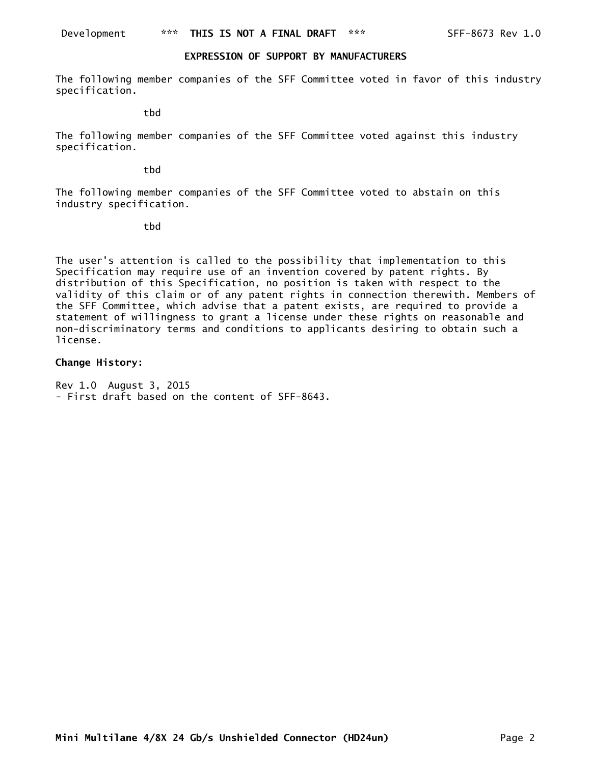## EXPRESSION OF SUPPORT BY MANUFACTURERS

The following member companies of the SFF Committee voted in favor of this industry specification.

tbd

The following member companies of the SFF Committee voted against this industry specification.

tbd

The following member companies of the SFF Committee voted to abstain on this industry specification.

tbd

The user's attention is called to the possibility that implementation to this Specification may require use of an invention covered by patent rights. By distribution of this Specification, no position is taken with respect to the validity of this claim or of any patent rights in connection therewith. Members of the SFF Committee, which advise that a patent exists, are required to provide a statement of willingness to grant a license under these rights on reasonable and non-discriminatory terms and conditions to applicants desiring to obtain such a license.

**Change History:**

Rev 1.0 August 3, 2015
- First draft based on the content of SFF-8643.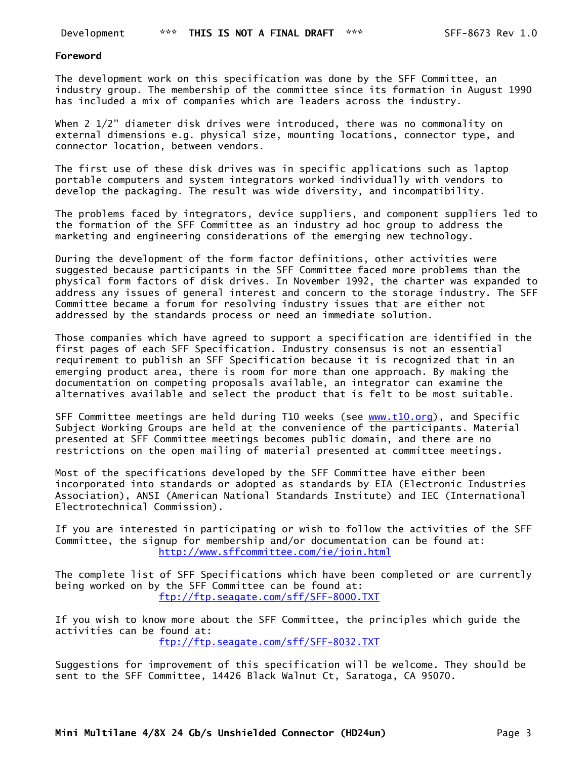**Foreword**

The development work on this specification was done by the SFF Committee, an industry group. The membership of the committee since its formation in August 1990 has included a mix of companies which are leaders across the industry.

When 2 1/2" diameter disk drives were introduced, there was no commonality on external dimensions e.g. physical size, mounting locations, connector type, and connector location, between vendors.

The first use of these disk drives was in specific applications such as laptop portable computers and system integrators worked individually with vendors to develop the packaging. The result was wide diversity, and incompatibility.

The problems faced by integrators, device suppliers, and component suppliers led to the formation of the SFF Committee as an industry ad hoc group to address the marketing and engineering considerations of the emerging new technology.

During the development of the form factor definitions, other activities were suggested because participants in the SFF Committee faced more problems than the physical form factors of disk drives. In November 1992, the charter was expanded to address any issues of general interest and concern to the storage industry. The SFF Committee became a forum for resolving industry issues that are either not addressed by the standards process or need an immediate solution.

Those companies which have agreed to support a specification are identified in the first pages of each SFF Specification. Industry consensus is not an essential requirement to publish an SFF Specification because it is recognized that in an emerging product area, there is room for more than one approach. By making the documentation on competing proposals available, an integrator can examine the alternatives available and select the product that is felt to be most suitable.

SFF Committee meetings are held during T10 weeks (see www.t10.org), and Specific Subject Working Groups are held at the convenience of the participants. Material presented at SFF Committee meetings becomes public domain, and there are no restrictions on the open mailing of material presented at committee meetings.

Most of the specifications developed by the SFF Committee have either been incorporated into standards or adopted as standards by EIA (Electronic Industries Association), ANSI (American National Standards Institute) and IEC (International Electrotechnical Commission).

If you are interested in participating or wish to follow the activities of the SFF Committee, the signup for membership and/or documentation can be found at:
http://www.sffcommittee.com/ie/join.html

The complete list of SFF Specifications which have been completed or are currently being worked on by the SFF Committee can be found at:
ftp://ftp.seagate.com/sff/SFF-8000.TXT

If you wish to know more about the SFF Committee, the principles which guide the activities can be found at:
ftp://ftp.seagate.com/sff/SFF-8032.TXT

Suggestions for improvement of this specification will be welcome. They should be sent to the SFF Committee, 14426 Black Walnut Ct, Saratoga, CA 95070.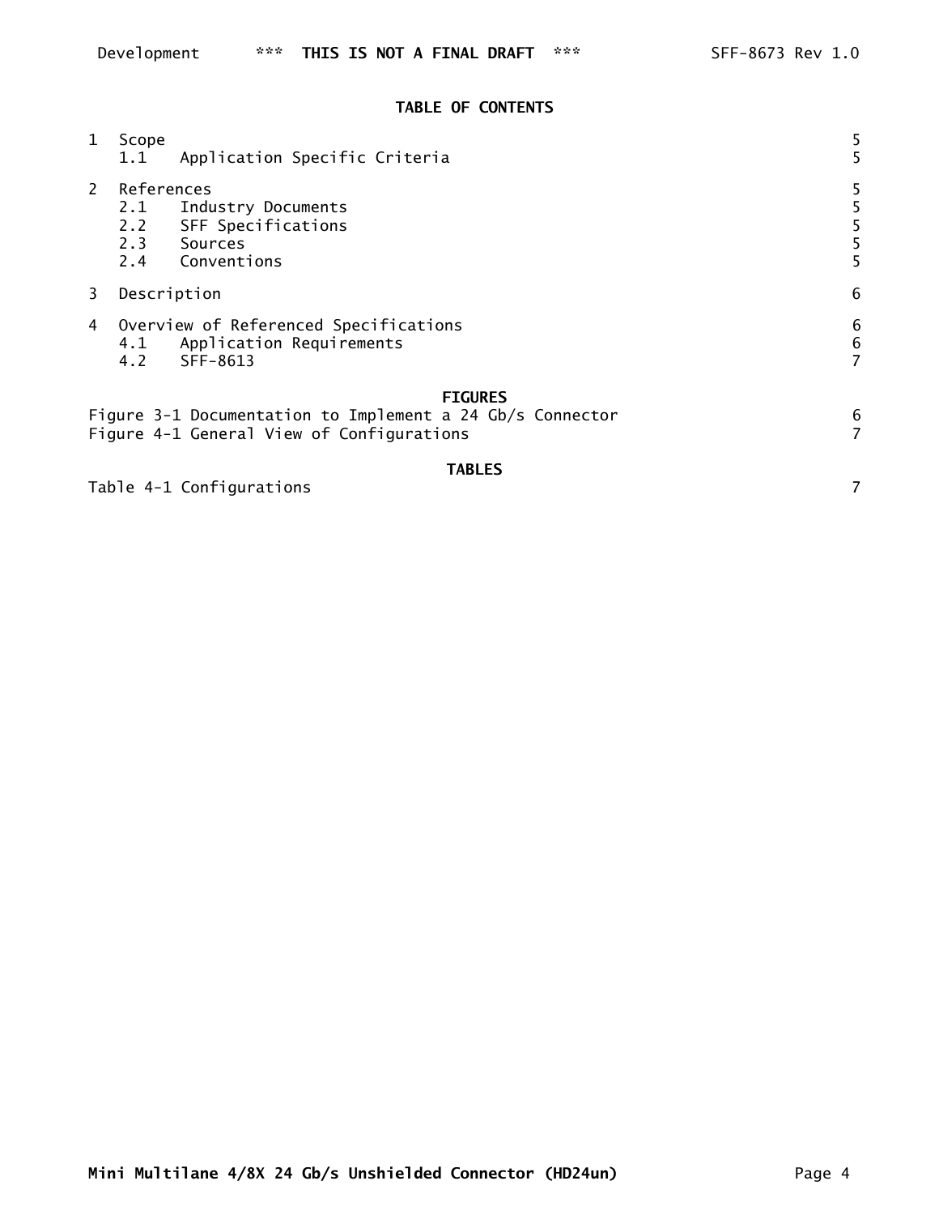## TABLE OF CONTENTS

| | |
|---|---|
| 1 Scope | 5 |
| 1.1 Application Specific Criteria | 5 |
| 2 References | 5 |
| 2.1 Industry Documents | 5 |
| 2.2 SFF Specifications | 5 |
| 2.3 Sources | 5 |
| 2.4 Conventions | 5 |
| 3 Description | 6 |
| 4 Overview of Referenced Specifications | 6 |
| 4.1 Application Requirements | 6 |
| 4.2 SFF-8613 | 7 |

### FIGURES

| | |
|---|---|
| Figure 3-1 Documentation to Implement a 24 Gb/s Connector | 6 |
| Figure 4-1 General View of Configurations | 7 |

### TABLES

| | |
|---|---|
| Table 4-1 Configurations | 7 |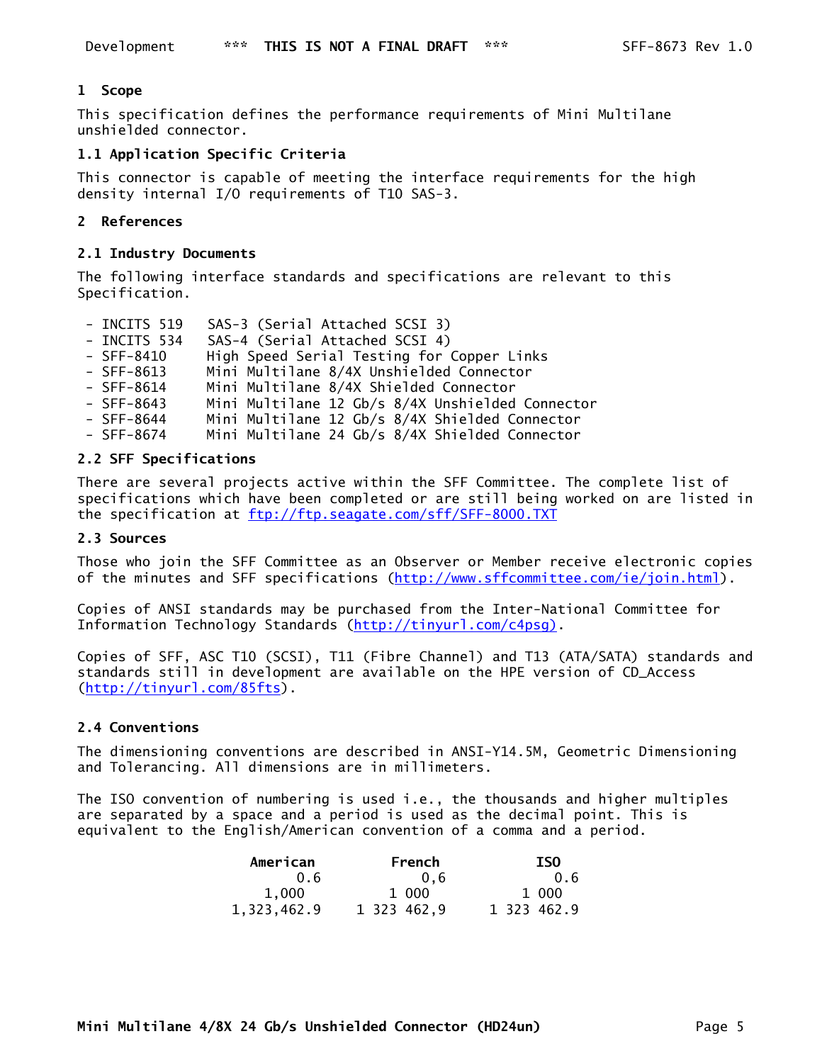# 1 Scope

This specification defines the performance requirements of Mini Multilane unshielded connector.

## 1.1 Application Specific Criteria

This connector is capable of meeting the interface requirements for the high density internal I/O requirements of T10 SAS-3.

# 2 References

## 2.1 Industry Documents

The following interface standards and specifications are relevant to this Specification.

- INCITS 519 SAS-3 (Serial Attached SCSI 3)
- INCITS 534 SAS-4 (Serial Attached SCSI 4)
- SFF-8410 High Speed Serial Testing for Copper Links
- SFF-8613 Mini Multilane 8/4X Unshielded Connector
- SFF-8614 Mini Multilane 8/4X Shielded Connector
- SFF-8643 Mini Multilane 12 Gb/s 8/4X Unshielded Connector
- SFF-8644 Mini Multilane 12 Gb/s 8/4X Shielded Connector
- SFF-8674 Mini Multilane 24 Gb/s 8/4X Shielded Connector

## 2.2 SFF Specifications

There are several projects active within the SFF Committee. The complete list of specifications which have been completed or are still being worked on are listed in the specification at ftp://ftp.seagate.com/sff/SFF-8000.TXT

## 2.3 Sources

Those who join the SFF Committee as an Observer or Member receive electronic copies of the minutes and SFF specifications (http://www.sffcommittee.com/ie/join.html).

Copies of ANSI standards may be purchased from the Inter-National Committee for Information Technology Standards (http://tinyurl.com/c4psg).

Copies of SFF, ASC T10 (SCSI), T11 (Fibre Channel) and T13 (ATA/SATA) standards and standards still in development are available on the HPE version of CD_Access (http://tinyurl.com/85fts).

## 2.4 Conventions

The dimensioning conventions are described in ANSI-Y14.5M, Geometric Dimensioning and Tolerancing. All dimensions are in millimeters.

The ISO convention of numbering is used i.e., the thousands and higher multiples are separated by a space and a period is used as the decimal point. This is equivalent to the English/American convention of a comma and a period.

| American | French | ISO |
|---|---|---|
| 0.6 | 0,6 | 0.6 |
| 1,000 | 1 000 | 1 000 |
| 1,323,462.9 | 1 323 462,9 | 1 323 462.9 |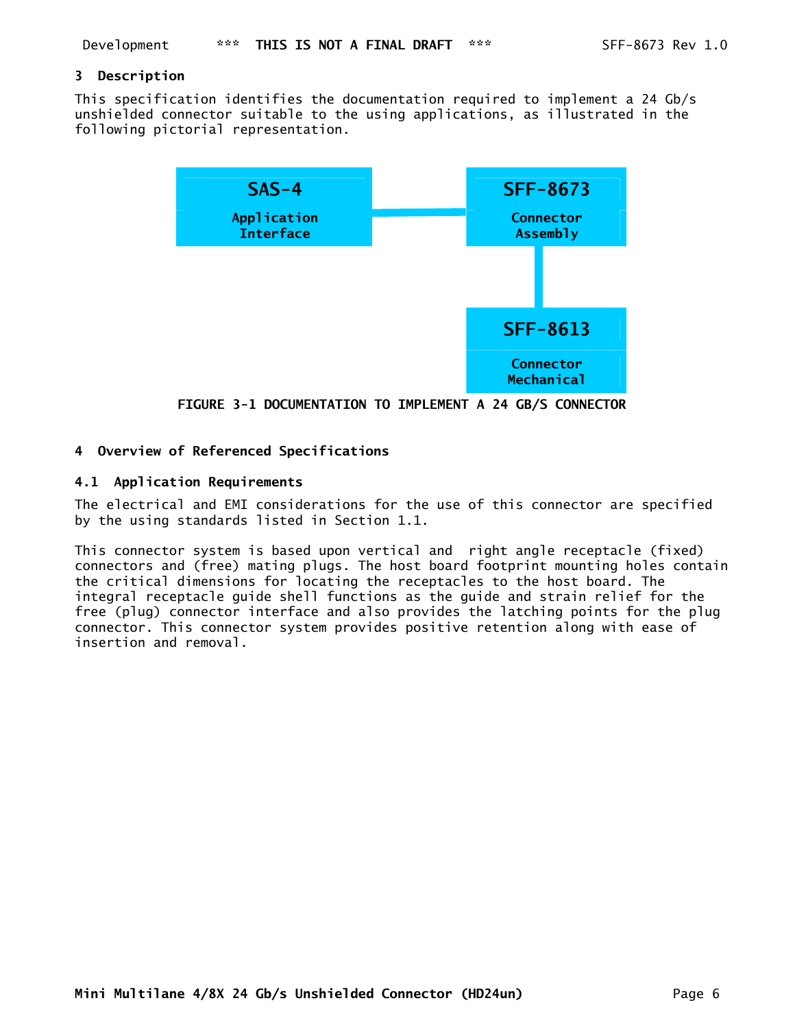## 3 Description

This specification identifies the documentation required to implement a 24 Gb/s unshielded connector suitable to the using applications, as illustrated in the following pictorial representation.

SAS-4 Application Interface

SFF-8673 Connector Assembly

SFF-8613 Connector Mechanical

FIGURE 3-1 DOCUMENTATION TO IMPLEMENT A 24 GB/S CONNECTOR

## 4 Overview of Referenced Specifications

### 4.1 Application Requirements

The electrical and EMI considerations for the use of this connector are specified by the using standards listed in Section 1.1.

This connector system is based upon vertical and right angle receptacle (fixed) connectors and (free) mating plugs. The host board footprint mounting holes contain the critical dimensions for locating the receptacles to the host board. The integral receptacle guide shell functions as the guide and strain relief for the free (plug) connector interface and also provides the latching points for the plug connector. This connector system provides positive retention along with ease of insertion and removal.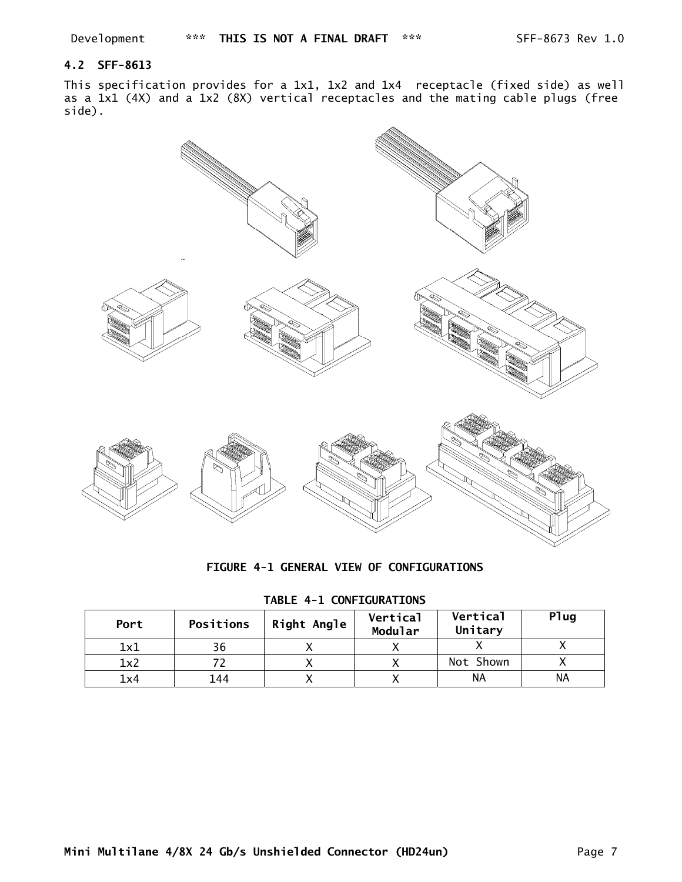## 4.2 SFF-8613

This specification provides for a 1x1, 1x2 and 1x4 receptacle (fixed side) as well as a 1x1 (4X) and a 1x2 (8X) vertical receptacles and the mating cable plugs (free side).

FIGURE 4-1 GENERAL VIEW OF CONFIGURATIONS

TABLE 4-1 CONFIGURATIONS

| Port | Positions | Right Angle | Vertical Modular | Vertical Unitary | Plug |
|---|---|---|---|---|---|
| 1x1 | 36 | X | X | X | X |
| 1x2 | 72 | X | X | Not Shown | X |
| 1x4 | 144 | X | X | NA | NA |